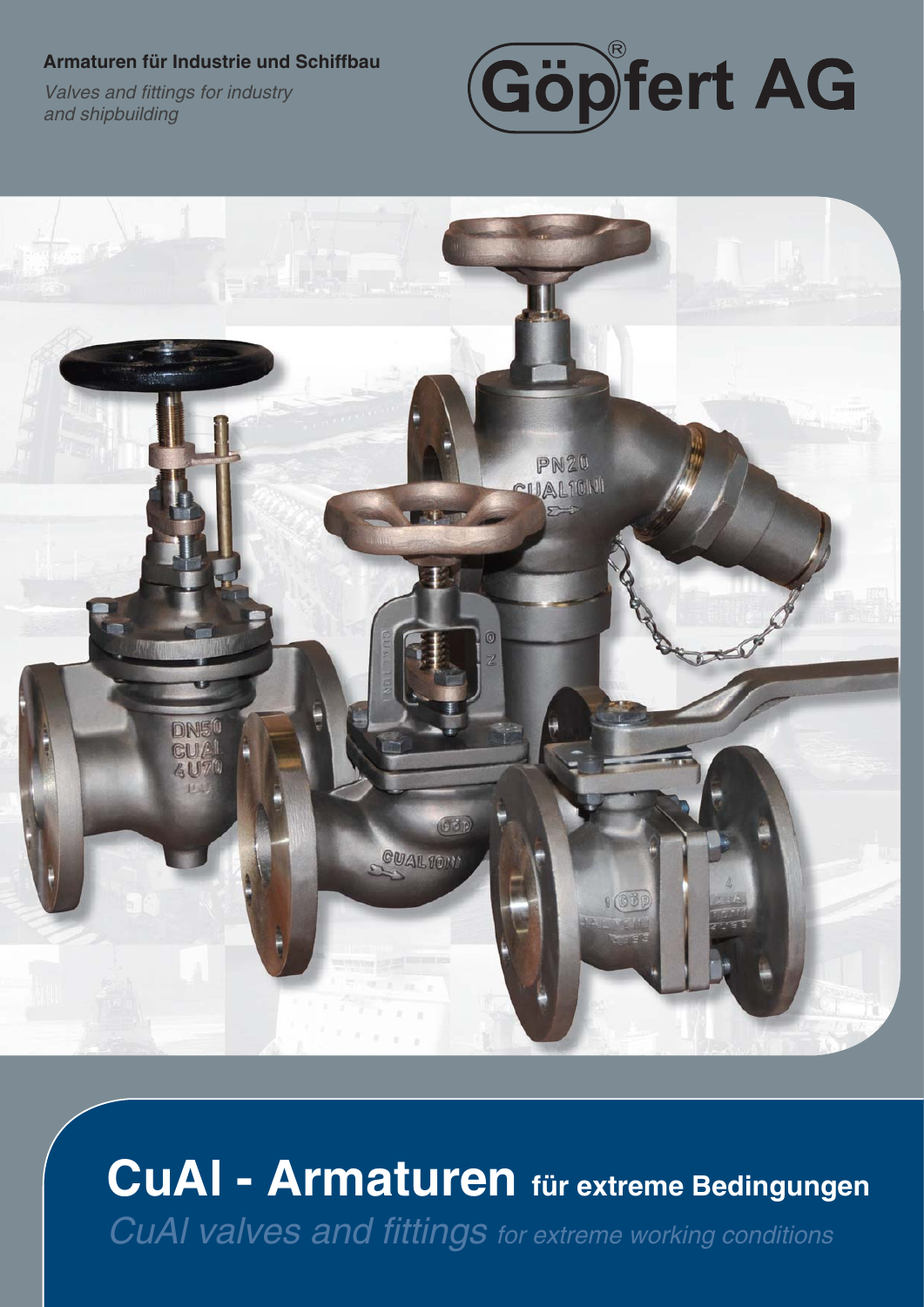**Armaturen für Industrie und Schiffbau**

*Valves and fittings for industry and shipbuilding*

# Göpfert AG

# CuAl - Armaturen für extreme Bedingungen

*CuAl valves and fittings for extreme working conditions*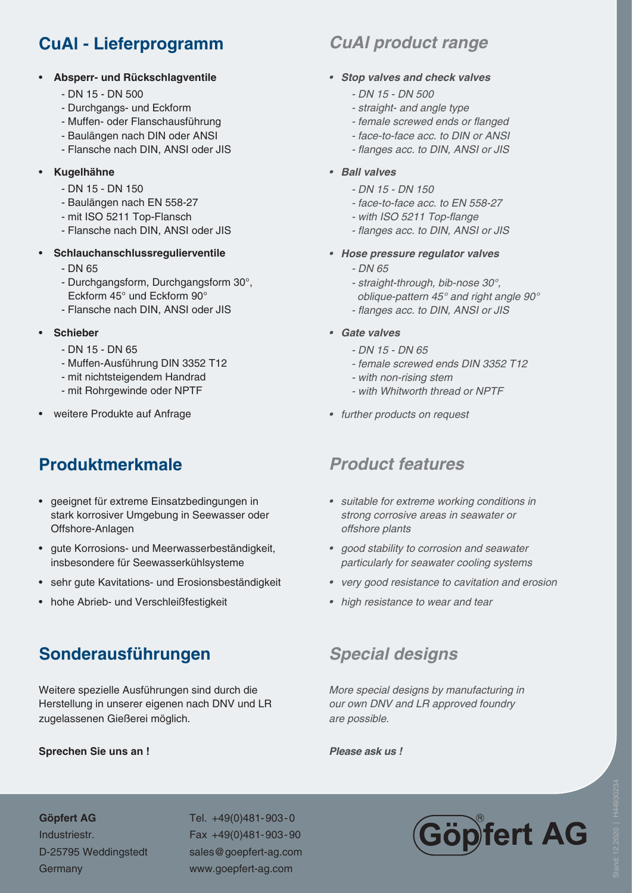## CuAl - Lieferprogramm

- **Absperr- und Rückschlagventile**
  - DN 15 - DN 500
  - Durchgangs- und Eckform
  - Muffen- oder Flanschausführung
  - Baulängen nach DIN oder ANSI
  - Flansche nach DIN, ANSI oder JIS
- **Kugelhähne**
  - DN 15 - DN 150
  - Baulängen nach EN 558-27
  - mit ISO 5211 Top-Flansch
  - Flansche nach DIN, ANSI oder JIS
- **Schlauchanschlussregulierventile**
  - DN 65
  - Durchgangsform, Durchgangsform 30°, Eckform 45° und Eckform 90°
  - Flansche nach DIN, ANSI oder JIS
- **Schieber**
  - DN 15 - DN 65
  - Muffen-Ausführung DIN 3352 T12
  - mit nichtsteigendem Handrad
  - mit Rohrgewinde oder NPTF
- weitere Produkte auf Anfrage

## *CuAl product range*

- ***Stop valves and check valves***
  - *DN 15 - DN 500*
  - *straight- and angle type*
  - *female screwed ends or flanged*
  - *face-to-face acc. to DIN or ANSI*
  - *flanges acc. to DIN, ANSI or JIS*
- ***Ball valves***
  - *DN 15 - DN 150*
  - *face-to-face acc. to EN 558-27*
  - *with ISO 5211 Top-flange*
  - *flanges acc. to DIN, ANSI or JIS*
- ***Hose pressure regulator valves***
  - *DN 65*
  - *straight-through, bib-nose 30°, oblique-pattern 45° and right angle 90°*
  - *flanges acc. to DIN, ANSI or JIS*
- ***Gate valves***
  - *DN 15 - DN 65*
  - *female screwed ends DIN 3352 T12*
  - *with non-rising stem*
  - *with Whitworth thread or NPTF*
- *further products on request*

## Produktmerkmale

- geeignet für extreme Einsatzbedingungen in stark korrosiver Umgebung in Seewasser oder Offshore-Anlagen
- gute Korrosions- und Meerwasserbeständigkeit, insbesondere für Seewasserkühlsysteme
- sehr gute Kavitations- und Erosionsbeständigkeit
- hohe Abrieb- und Verschleißfestigkeit

## *Product features*

- *suitable for extreme working conditions in strong corrosive areas in seawater or offshore plants*
- *good stability to corrosion and seawater particularly for seawater cooling systems*
- *very good resistance to cavitation and erosion*
- *high resistance to wear and tear*

## Sonderausführungen

Weitere spezielle Ausführungen sind durch die Herstellung in unserer eigenen nach DNV und LR zugelassenen Gießerei möglich.

**Sprechen Sie uns an !**

## *Special designs*

*More special designs by manufacturing in our own DNV and LR approved foundry are possible.*

***Please ask us !***

**Göpfert AG**
Industriestr.
D-25795 Weddingstedt
Germany

Tel. +49(0)481-903-0
Fax +49(0)481-903-90
sales@goepfert-ag.com
www.goepfert-ag.com

Göpfert AG®

Stand: 12.2020 | H44930234